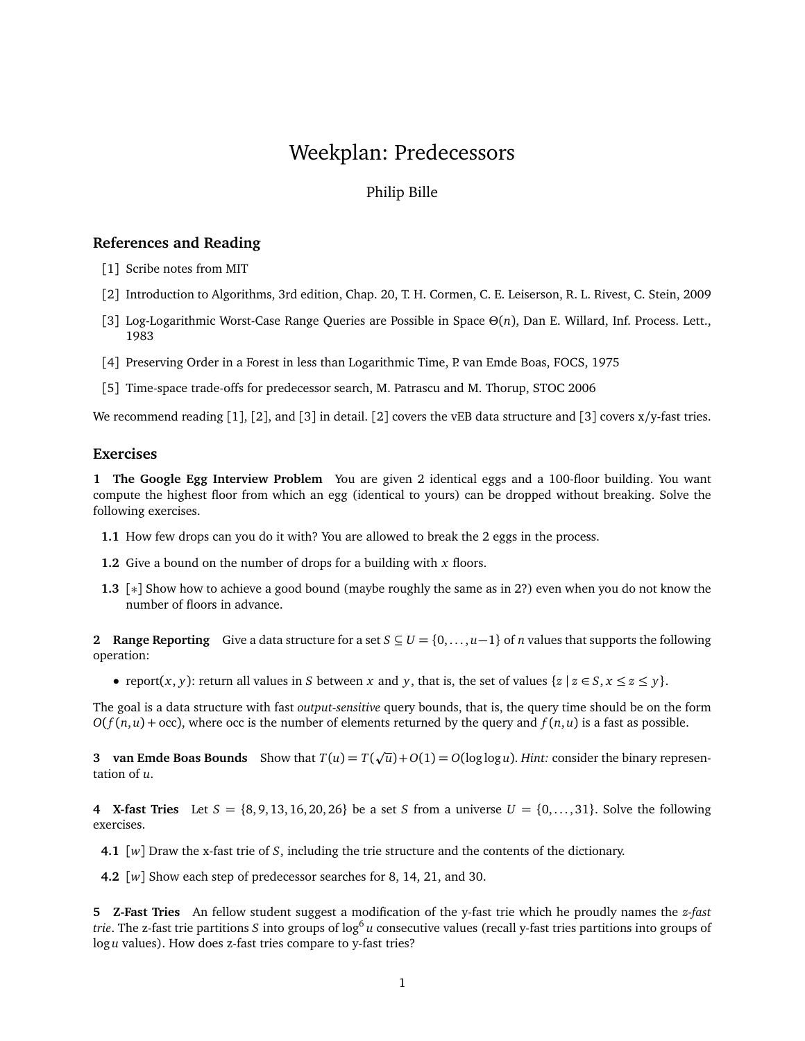# Weekplan: Predecessors

Philip Bille

## References and Reading

[1] Scribe notes from MIT

[2] Introduction to Algorithms, 3rd edition, Chap. 20, T. H. Cormen, C. E. Leiserson, R. L. Rivest, C. Stein, 2009

[3] Log-Logarithmic Worst-Case Range Queries are Possible in Space $\Theta(n)$, Dan E. Willard, Inf. Process. Lett., 1983

[4] Preserving Order in a Forest in less than Logarithmic Time, P. van Emde Boas, FOCS, 1975

[5] Time-space trade-offs for predecessor search, M. Patrascu and M. Thorup, STOC 2006

We recommend reading [1], [2], and [3] in detail. [2] covers the vEB data structure and [3] covers x/y-fast tries.

## Exercises

**1 The Google Egg Interview Problem** You are given 2 identical eggs and a 100-floor building. You want compute the highest floor from which an egg (identical to yours) can be dropped without breaking. Solve the following exercises.

**1.1** How few drops can you do it with? You are allowed to break the 2 eggs in the process.

**1.2** Give a bound on the number of drops for a building with $x$ floors.

**1.3** [$*$] Show how to achieve a good bound (maybe roughly the same as in 2?) even when you do not know the number of floors in advance.

**2 Range Reporting** Give a data structure for a set $S \subseteq U = \{0, \ldots, u-1\}$ of $n$ values that supports the following operation:

- report$(x, y)$: return all values in $S$ between $x$ and $y$, that is, the set of values $\{z \mid z \in S, x \leq z \leq y\}$.

The goal is a data structure with fast *output-sensitive* query bounds, that is, the query time should be on the form $O(f(n,u) + \text{occ})$, where occ is the number of elements returned by the query and $f(n,u)$ is a fast as possible.

**3 van Emde Boas Bounds** Show that $T(u) = T(\sqrt{u}) + O(1) = O(\log \log u)$. *Hint:* consider the binary representation of $u$.

**4 X-fast Tries** Let $S = \{8, 9, 13, 16, 20, 26\}$ be a set $S$ from a universe $U = \{0, \ldots, 31\}$. Solve the following exercises.

**4.1** [$w$] Draw the x-fast trie of $S$, including the trie structure and the contents of the dictionary.

**4.2** [$w$] Show each step of predecessor searches for 8, 14, 21, and 30.

**5 Z-Fast Tries** An fellow student suggest a modification of the y-fast trie which he proudly names the *z-fast trie*. The z-fast trie partitions $S$ into groups of $\log^6 u$ consecutive values (recall y-fast tries partitions into groups of $\log u$ values). How does z-fast tries compare to y-fast tries?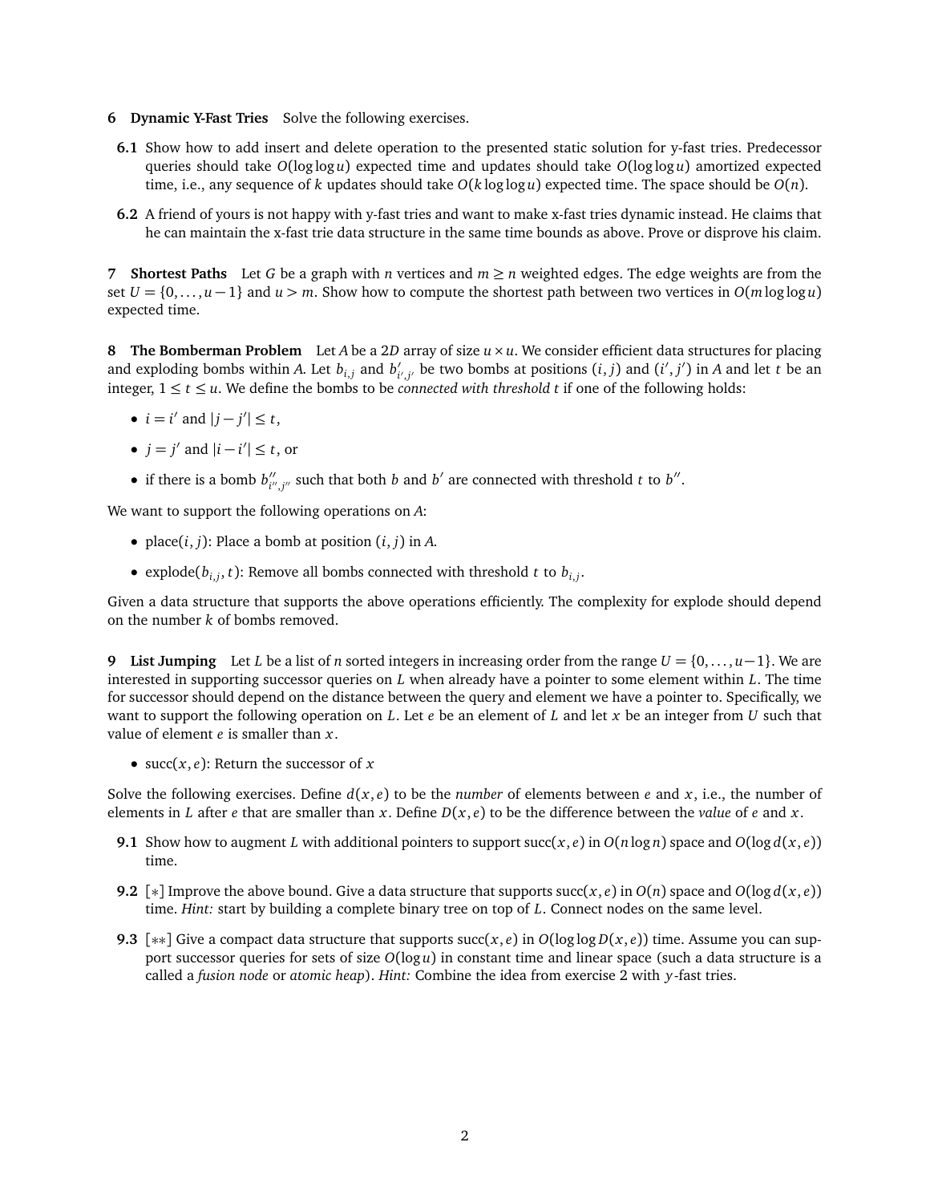**6 Dynamic Y-Fast Tries** Solve the following exercises.

**6.1** Show how to add insert and delete operation to the presented static solution for y-fast tries. Predecessor queries should take $O(\log\log u)$ expected time and updates should take $O(\log\log u)$ amortized expected time, i.e., any sequence of $k$ updates should take $O(k \log\log u)$ expected time. The space should be $O(n)$.

**6.2** A friend of yours is not happy with y-fast tries and want to make x-fast tries dynamic instead. He claims that he can maintain the x-fast trie data structure in the same time bounds as above. Prove or disprove his claim.

**7 Shortest Paths** Let $G$ be a graph with $n$ vertices and $m \geq n$ weighted edges. The edge weights are from the set $U = \{0, \ldots, u-1\}$ and $u > m$. Show how to compute the shortest path between two vertices in $O(m \log\log u)$ expected time.

**8 The Bomberman Problem** Let $A$ be a 2$D$ array of size $u \times u$. We consider efficient data structures for placing and exploding bombs within $A$. Let $b_{i,j}$ and $b'_{i',j'}$ be two bombs at positions $(i, j)$ and $(i', j')$ in $A$ and let $t$ be an integer, $1 \leq t \leq u$. We define the bombs to be *connected with threshold* $t$ if one of the following holds:

- $i = i'$ and $|j - j'| \leq t$,
- $j = j'$ and $|i - i'| \leq t$, or
- if there is a bomb $b''_{i'',j''}$ such that both $b$ and $b'$ are connected with threshold $t$ to $b''$.

We want to support the following operations on $A$:

- place$(i, j)$: Place a bomb at position $(i, j)$ in $A$.
- explode$(b_{i,j}, t)$: Remove all bombs connected with threshold $t$ to $b_{i,j}$.

Given a data structure that supports the above operations efficiently. The complexity for explode should depend on the number $k$ of bombs removed.

**9 List Jumping** Let $L$ be a list of $n$ sorted integers in increasing order from the range $U = \{0, \ldots, u-1\}$. We are interested in supporting successor queries on $L$ when already have a pointer to some element within $L$. The time for successor should depend on the distance between the query and element we have a pointer to. Specifically, we want to support the following operation on $L$. Let $e$ be an element of $L$ and let $x$ be an integer from $U$ such that value of element $e$ is smaller than $x$.

- succ$(x, e)$: Return the successor of $x$

Solve the following exercises. Define $d(x, e)$ to be the *number* of elements between $e$ and $x$, i.e., the number of elements in $L$ after $e$ that are smaller than $x$. Define $D(x, e)$ to be the difference between the *value* of $e$ and $x$.

**9.1** Show how to augment $L$ with additional pointers to support succ$(x, e)$ in $O(n \log n)$ space and $O(\log d(x, e))$ time.

**9.2** [$*$] Improve the above bound. Give a data structure that supports succ$(x, e)$ in $O(n)$ space and $O(\log d(x, e))$ time. *Hint:* start by building a complete binary tree on top of $L$. Connect nodes on the same level.

**9.3** [$**$] Give a compact data structure that supports succ$(x, e)$ in $O(\log\log D(x, e))$ time. Assume you can support successor queries for sets of size $O(\log u)$ in constant time and linear space (such a data structure is a called a *fusion node* or *atomic heap*). *Hint:* Combine the idea from exercise 2 with $y$-fast tries.